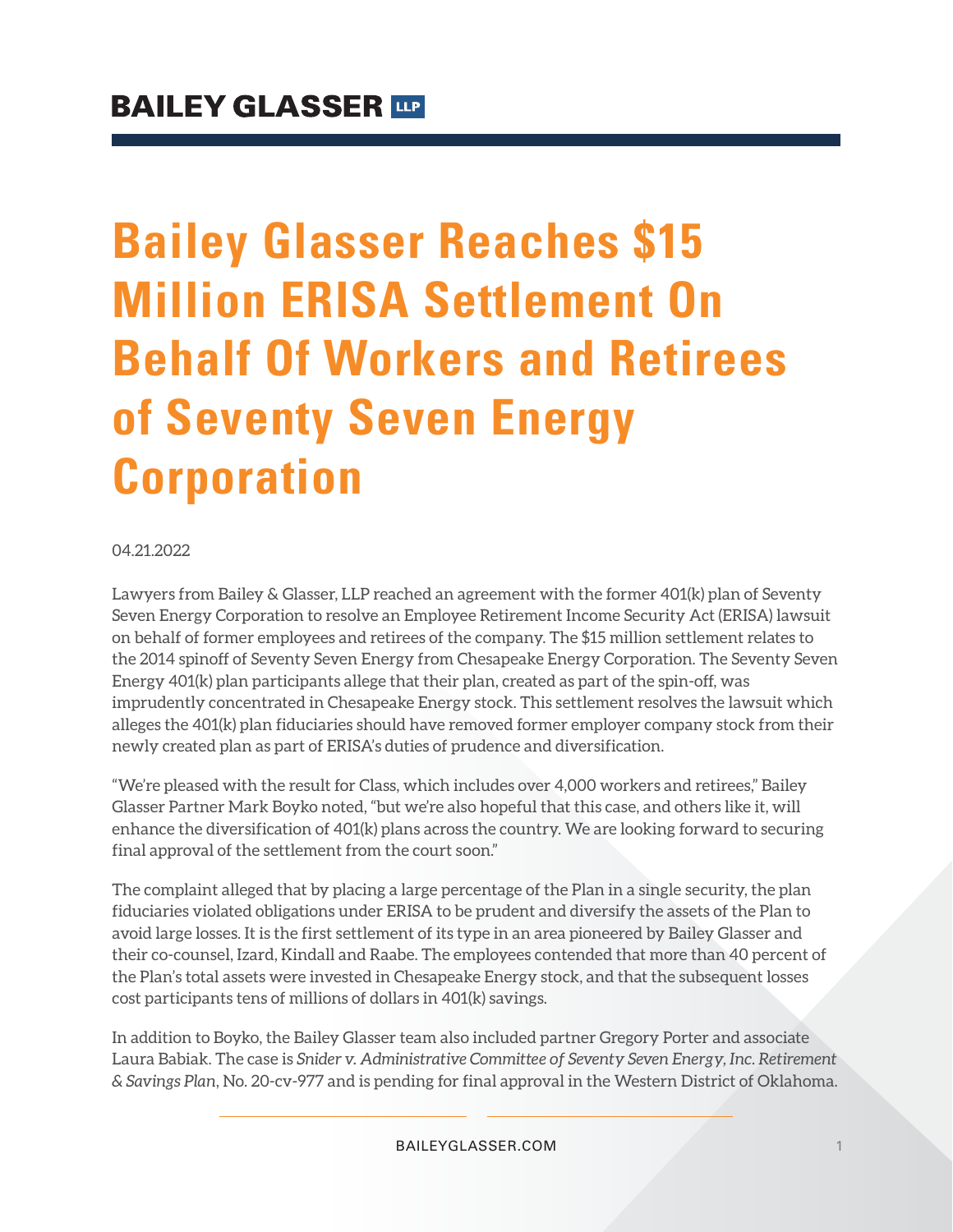# Bailey Glasser Reaches $15 Million ERISA Settlement On Behalf Of Workers and Retirees of Seventy Seven Energy Corporation

04.21.2022

Lawyers from Bailey & Glasser, LLP reached an agreement with the former 401(k) plan of Seventy Seven Energy Corporation to resolve an Employee Retirement Income Security Act (ERISA) lawsuit on behalf of former employees and retirees of the company. The $15 million settlement relates to the 2014 spinoff of Seventy Seven Energy from Chesapeake Energy Corporation. The Seventy Seven Energy 401(k) plan participants allege that their plan, created as part of the spin-off, was imprudently concentrated in Chesapeake Energy stock. This settlement resolves the lawsuit which alleges the 401(k) plan fiduciaries should have removed former employer company stock from their newly created plan as part of ERISA's duties of prudence and diversification.

"We're pleased with the result for Class, which includes over 4,000 workers and retirees," Bailey Glasser Partner Mark Boyko noted, "but we're also hopeful that this case, and others like it, will enhance the diversification of 401(k) plans across the country. We are looking forward to securing final approval of the settlement from the court soon."

The complaint alleged that by placing a large percentage of the Plan in a single security, the plan fiduciaries violated obligations under ERISA to be prudent and diversify the assets of the Plan to avoid large losses. It is the first settlement of its type in an area pioneered by Bailey Glasser and their co-counsel, Izard, Kindall and Raabe. The employees contended that more than 40 percent of the Plan's total assets were invested in Chesapeake Energy stock, and that the subsequent losses cost participants tens of millions of dollars in 401(k) savings.

In addition to Boyko, the Bailey Glasser team also included partner Gregory Porter and associate Laura Babiak. The case is *Snider v. Administrative Committee of Seventy Seven Energy, Inc. Retirement & Savings Plan*, No. 20-cv-977 and is pending for final approval in the Western District of Oklahoma.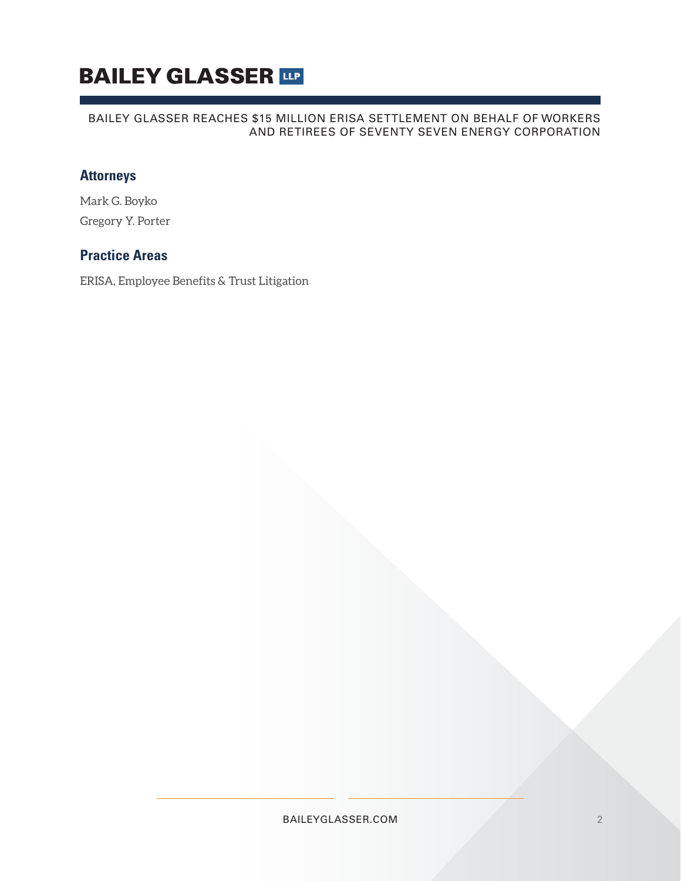## Attorneys

Mark G. Boyko

Gregory Y. Porter

## Practice Areas

ERISA, Employee Benefits & Trust Litigation